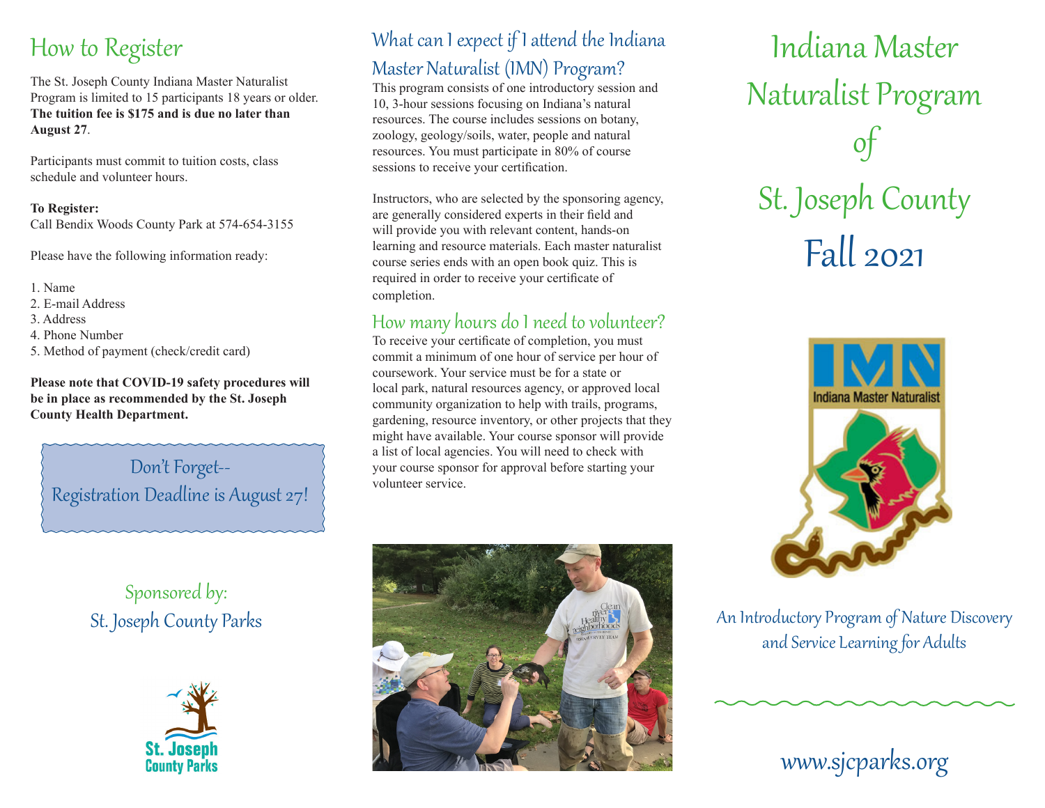## How to Register

The St. Joseph County Indiana Master Naturalist Program is limited to 15 participants 18 years or older. **The tuition fee is $175 and is due no later than August 27**.

Participants must commit to tuition costs, class schedule and volunteer hours.

**To Register:**
Call Bendix Woods County Park at 574-654-3155

Please have the following information ready:

1. Name
2. E-mail Address
3. Address
4. Phone Number
5. Method of payment (check/credit card)

**Please note that COVID-19 safety procedures will be in place as recommended by the St. Joseph County Health Department.**

Don't Forget--
Registration Deadline is August 27!

Sponsored by:
St. Joseph County Parks

St. Joseph County Parks

## What can I expect if I attend the Indiana Master Naturalist (IMN) Program?

This program consists of one introductory session and 10, 3-hour sessions focusing on Indiana's natural resources. The course includes sessions on botany, zoology, geology/soils, water, people and natural resources. You must participate in 80% of course sessions to receive your certification.

Instructors, who are selected by the sponsoring agency, are generally considered experts in their field and will provide you with relevant content, hands-on learning and resource materials. Each master naturalist course series ends with an open book quiz. This is required in order to receive your certificate of completion.

## How many hours do I need to volunteer?

To receive your certificate of completion, you must commit a minimum of one hour of service per hour of coursework. Your service must be for a state or local park, natural resources agency, or approved local community organization to help with trails, programs, gardening, resource inventory, or other projects that they might have available. Your course sponsor will provide a list of local agencies. You will need to check with your course sponsor for approval before starting your volunteer service.

# Indiana Master Naturalist Program of St. Joseph County

## Fall 2021

IMN
Indiana Master Naturalist

An Introductory Program of Nature Discovery and Service Learning for Adults

www.sjcparks.org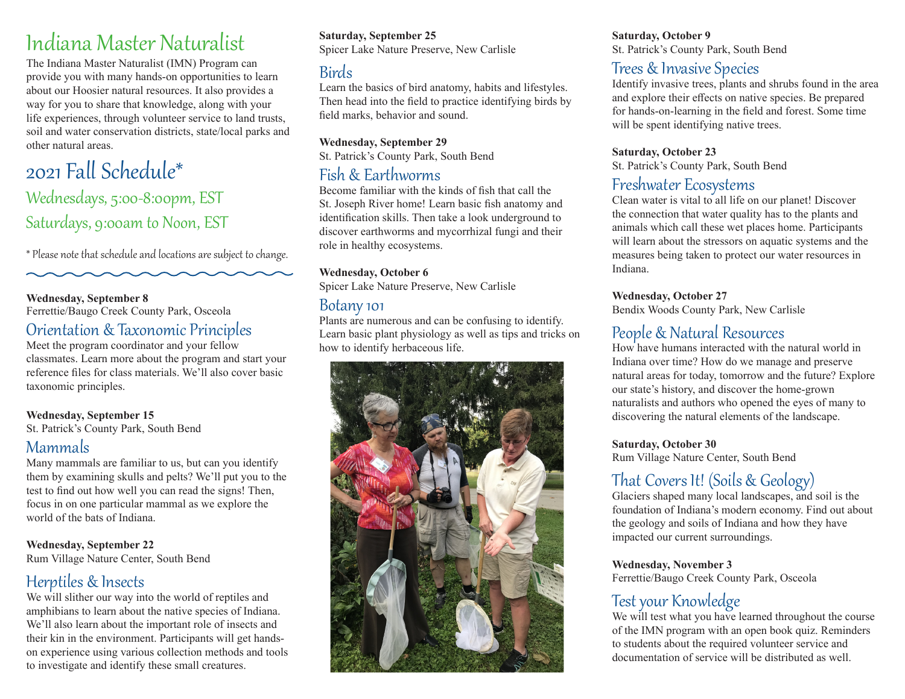# Indiana Master Naturalist

The Indiana Master Naturalist (IMN) Program can provide you with many hands-on opportunities to learn about our Hoosier natural resources. It also provides a way for you to share that knowledge, along with your life experiences, through volunteer service to land trusts, soil and water conservation districts, state/local parks and other natural areas.

# 2021 Fall Schedule*

## Wednesdays, 5:00-8:00pm, EST

## Saturdays, 9:00am to Noon, EST

* Please note that schedule and locations are subject to change.

**Wednesday, September 8**
Ferrettie/Baugo Creek County Park, Osceola

### Orientation & Taxonomic Principles

Meet the program coordinator and your fellow classmates. Learn more about the program and start your reference files for class materials. We'll also cover basic taxonomic principles.

**Wednesday, September 15**
St. Patrick's County Park, South Bend

### Mammals

Many mammals are familiar to us, but can you identify them by examining skulls and pelts? We'll put you to the test to find out how well you can read the signs! Then, focus in on one particular mammal as we explore the world of the bats of Indiana.

**Wednesday, September 22**
Rum Village Nature Center, South Bend

### Herptiles & Insects

We will slither our way into the world of reptiles and amphibians to learn about the native species of Indiana. We'll also learn about the important role of insects and their kin in the environment. Participants will get hands-on experience using various collection methods and tools to investigate and identify these small creatures.

**Saturday, September 25**
Spicer Lake Nature Preserve, New Carlisle

### Birds

Learn the basics of bird anatomy, habits and lifestyles. Then head into the field to practice identifying birds by field marks, behavior and sound.

**Wednesday, September 29**
St. Patrick's County Park, South Bend

### Fish & Earthworms

Become familiar with the kinds of fish that call the St. Joseph River home! Learn basic fish anatomy and identification skills. Then take a look underground to discover earthworms and mycorrhizal fungi and their role in healthy ecosystems.

**Wednesday, October 6**
Spicer Lake Nature Preserve, New Carlisle

### Botany 101

Plants are numerous and can be confusing to identify. Learn basic plant physiology as well as tips and tricks on how to identify herbaceous life.

**Saturday, October 9**
St. Patrick's County Park, South Bend

### Trees & Invasive Species

Identify invasive trees, plants and shrubs found in the area and explore their effects on native species. Be prepared for hands-on-learning in the field and forest. Some time will be spent identifying native trees.

**Saturday, October 23**
St. Patrick's County Park, South Bend

### Freshwater Ecosystems

Clean water is vital to all life on our planet! Discover the connection that water quality has to the plants and animals which call these wet places home. Participants will learn about the stressors on aquatic systems and the measures being taken to protect our water resources in Indiana.

**Wednesday, October 27**
Bendix Woods County Park, New Carlisle

### People & Natural Resources

How have humans interacted with the natural world in Indiana over time? How do we manage and preserve natural areas for today, tomorrow and the future? Explore our state's history, and discover the home-grown naturalists and authors who opened the eyes of many to discovering the natural elements of the landscape.

**Saturday, October 30**
Rum Village Nature Center, South Bend

### That Covers It! (Soils & Geology)

Glaciers shaped many local landscapes, and soil is the foundation of Indiana's modern economy. Find out about the geology and soils of Indiana and how they have impacted our current surroundings.

**Wednesday, November 3**
Ferrettie/Baugo Creek County Park, Osceola

### Test your Knowledge

We will test what you have learned throughout the course of the IMN program with an open book quiz. Reminders to students about the required volunteer service and documentation of service will be distributed as well.